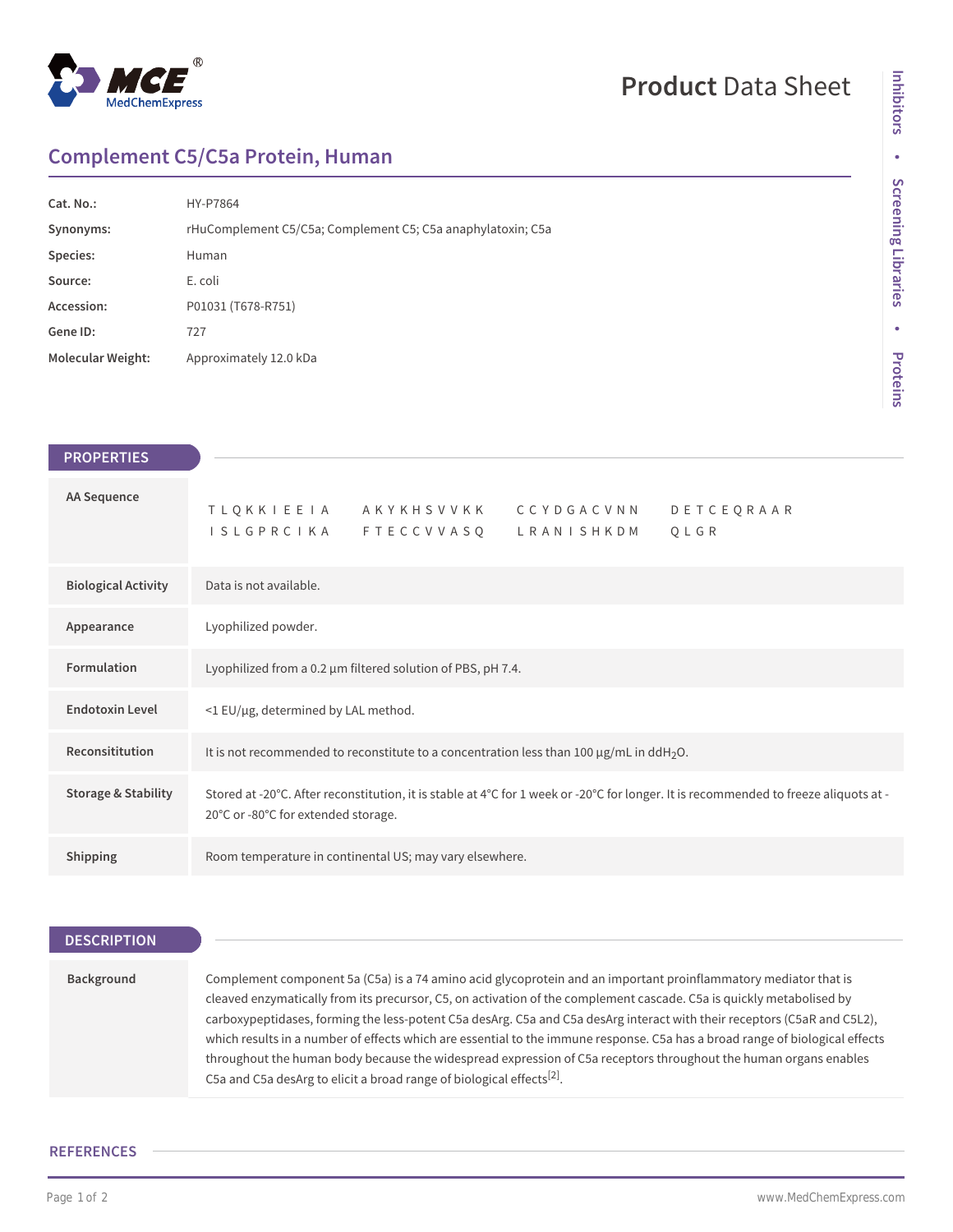# Product Data Sheet

## Complement C5/C5a Protein, Human

| | |
|---|---|
| **Cat. No.:** | HY-P7864 |
| **Synonyms:** | rHuComplement C5/C5a; Complement C5; C5a anaphylatoxin; C5a |
| **Species:** | Human |
| **Source:** | E. coli |
| **Accession:** | P01031 (T678-R751) |
| **Gene ID:** | 727 |
| **Molecular Weight:** | Approximately 12.0 kDa |

## PROPERTIES

| | |
|---|---|
| **AA Sequence** | T L Q K K I E E I A   A K Y K H S V V K K   C C Y D G A C V N N   D E T C E Q R A A R   I S L G P R C I K A   F T E C C V V A S Q   L R A N I S H K D M   Q L G R |
| **Biological Activity** | Data is not available. |
| **Appearance** | Lyophilized powder. |
| **Formulation** | Lyophilized from a 0.2 μm filtered solution of PBS, pH 7.4. |
| **Endotoxin Level** | <1 EU/μg, determined by LAL method. |
| **Reconsititution** | It is not recommended to reconstitute to a concentration less than 100 μg/mL in dd$H_2O$. |
| **Storage & Stability** | Stored at -20°C. After reconstitution, it is stable at 4°C for 1 week or -20°C for longer. It is recommended to freeze aliquots at -20°C or -80°C for extended storage. |
| **Shipping** | Room temperature in continental US; may vary elsewhere. |

## DESCRIPTION

| | |
|---|---|
| **Background** | Complement component 5a (C5a) is a 74 amino acid glycoprotein and an important proinflammatory mediator that is cleaved enzymatically from its precursor, C5, on activation of the complement cascade. C5a is quickly metabolised by carboxypeptidases, forming the less-potent C5a desArg. C5a and C5a desArg interact with their receptors (C5aR and C5L2), which results in a number of effects which are essential to the immune response. C5a has a broad range of biological effects throughout the human body because the widespread expression of C5a receptors throughout the human organs enables C5a and C5a desArg to elicit a broad range of biological effects[2]. |

## REFERENCES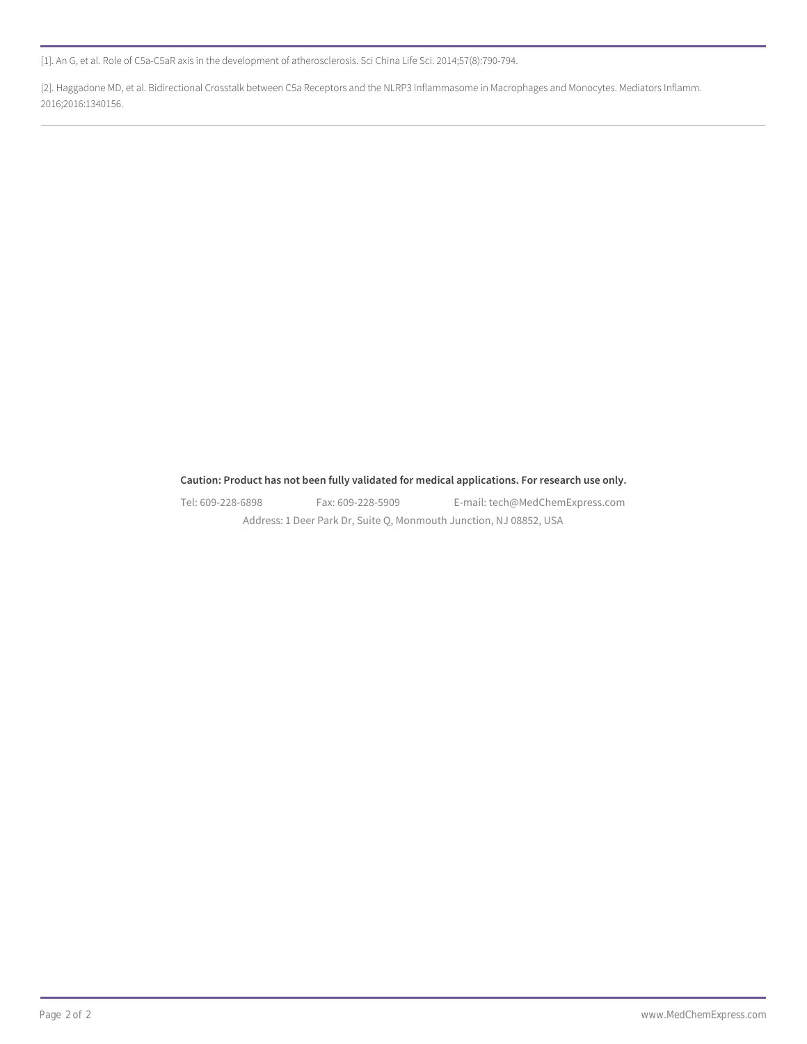[1]. An G, et al. Role of C5a-C5aR axis in the development of atherosclerosis. Sci China Life Sci. 2014;57(8):790-794.

[2]. Haggadone MD, et al. Bidirectional Crosstalk between C5a Receptors and the NLRP3 Inflammasome in Macrophages and Monocytes. Mediators Inflamm. 2016;2016:1340156.

**Caution: Product has not been fully validated for medical applications. For research use only.**

Tel: 609-228-6898 Fax: 609-228-5909 E-mail: tech@MedChemExpress.com

Address: 1 Deer Park Dr, Suite Q, Monmouth Junction, NJ 08852, USA